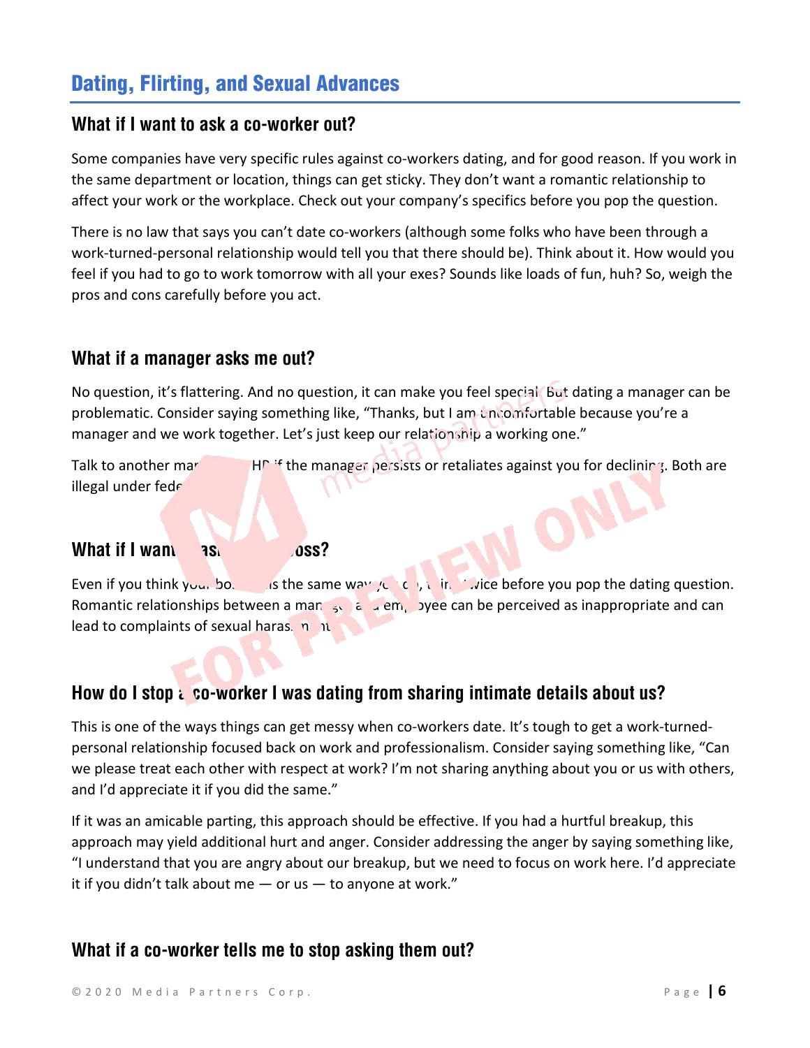## Dating, Flirting, and Sexual Advances

### What if I want to ask a co-worker out?

Some companies have very specific rules against co-workers dating, and for good reason. If you work in the same department or location, things can get sticky. They don't want a romantic relationship to affect your work or the workplace. Check out your company's specifics before you pop the question.

There is no law that says you can't date co-workers (although some folks who have been through a work-turned-personal relationship would tell you that there should be). Think about it. How would you feel if you had to go to work tomorrow with all your exes? Sounds like loads of fun, huh? So, weigh the pros and cons carefully before you act.

### What if a manager asks me out?

No question, it's flattering. And no question, it can make you feel special. But dating a manager can be problematic. Consider saying something like, "Thanks, but I am uncomfortable because you're a manager and we work together. Let's just keep our relationship a working one."

Talk to another mar HR if the manager persists or retaliates against you for declining. Both are illegal under fede

### What if I want ask oss?

Even if you think your bo is the same way, think twice before you pop the dating question. Romantic relationships between a manager and an employee can be perceived as inappropriate and can lead to complaints of sexual harassment.

### How do I stop a co-worker I was dating from sharing intimate details about us?

This is one of the ways things can get messy when co-workers date. It's tough to get a work-turned-personal relationship focused back on work and professionalism. Consider saying something like, "Can we please treat each other with respect at work? I'm not sharing anything about you or us with others, and I'd appreciate it if you did the same."

If it was an amicable parting, this approach should be effective. If you had a hurtful breakup, this approach may yield additional hurt and anger. Consider addressing the anger by saying something like, "I understand that you are angry about our breakup, but we need to focus on work here. I'd appreciate it if you didn't talk about me — or us — to anyone at work."

### What if a co-worker tells me to stop asking them out?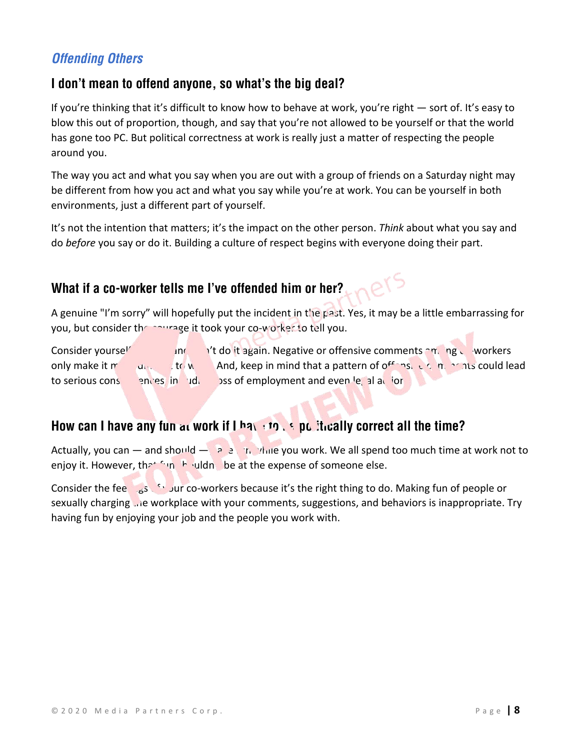## *Offending Others*

### I don't mean to offend anyone, so what's the big deal?

If you're thinking that it's difficult to know how to behave at work, you're right — sort of. It's easy to blow this out of proportion, though, and say that you're not allowed to be yourself or that the world has gone too PC. But political correctness at work is really just a matter of respecting the people around you.

The way you act and what you say when you are out with a group of friends on a Saturday night may be different from how you act and what you say while you're at work. You can be yourself in both environments, just a different part of yourself.

It's not the intention that matters; it's the impact on the other person. *Think* about what you say and do *before* you say or do it. Building a culture of respect begins with everyone doing their part.

### What if a co-worker tells me I've offended him or her?

A genuine "I'm sorry" will hopefully put the incident in the past. Yes, it may be a little embarrassing for you, but consider the courage it took your co-worker to tell you.

Consider yourself warned and don't do it again. Negative or offensive comments among co-workers only make it more difficult to work. And, keep in mind that a pattern of offensive comments could lead to serious consequences including loss of employment and even legal action.

### How can I have any fun at work if I have to be politically correct all the time?

Actually, you can — and should — have fun while you work. We all spend too much time at work not to enjoy it. However, that fun shouldn't be at the expense of someone else.

Consider the feelings of your co-workers because it's the right thing to do. Making fun of people or sexually charging the workplace with your comments, suggestions, and behaviors is inappropriate. Try having fun by enjoying your job and the people you work with.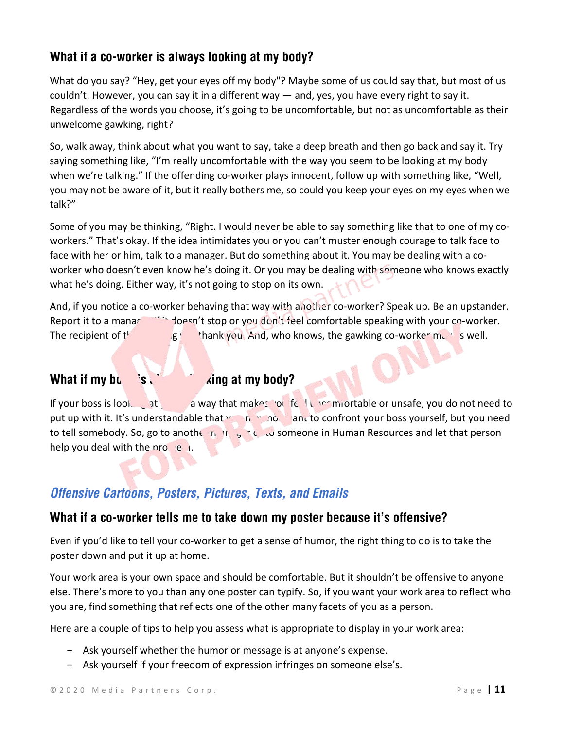### What if a co-worker is always looking at my body?

What do you say? "Hey, get your eyes off my body"? Maybe some of us could say that, but most of us couldn't. However, you can say it in a different way — and, yes, you have every right to say it. Regardless of the words you choose, it's going to be uncomfortable, but not as uncomfortable as their unwelcome gawking, right?

So, walk away, think about what you want to say, take a deep breath and then go back and say it. Try saying something like, "I'm really uncomfortable with the way you seem to be looking at my body when we're talking." If the offending co-worker plays innocent, follow up with something like, "Well, you may not be aware of it, but it really bothers me, so could you keep your eyes on my eyes when we talk?"

Some of you may be thinking, "Right. I would never be able to say something like that to one of my co-workers." That's okay. If the idea intimidates you or you can't muster enough courage to talk face to face with her or him, talk to a manager. But do something about it. You may be dealing with a co-worker who doesn't even know he's doing it. Or you may be dealing with someone who knows exactly what he's doing. Either way, it's not going to stop on its own.

And, if you notice a co-worker behaving that way with another co-worker? Speak up. Be an upstander. Report it to a manag... if it doesn't stop or you don't feel comfortable speaking with your co-worker. The recipient of t... g ... thank you. And, who knows, the gawking co-worker m... s well.

### What if my bo... 's ... king at my body?

If your boss is look... at ... a way that makes yo... fe... l u... mfortable or unsafe, you do not need to put up with it. It's understandable that y... n... no... ant to confront your boss yourself, but you need to tell somebody. So, go to anothe... n... ... to someone in Human Resources and let that person help you deal with the pro... e... .

## *Offensive Cartoons, Posters, Pictures, Texts, and Emails*

### What if a co-worker tells me to take down my poster because it's offensive?

Even if you'd like to tell your co-worker to get a sense of humor, the right thing to do is to take the poster down and put it up at home.

Your work area is your own space and should be comfortable. But it shouldn't be offensive to anyone else. There's more to you than any one poster can typify. So, if you want your work area to reflect who you are, find something that reflects one of the other many facets of you as a person.

Here are a couple of tips to help you assess what is appropriate to display in your work area:

- Ask yourself whether the humor or message is at anyone's expense.
- Ask yourself if your freedom of expression infringes on someone else's.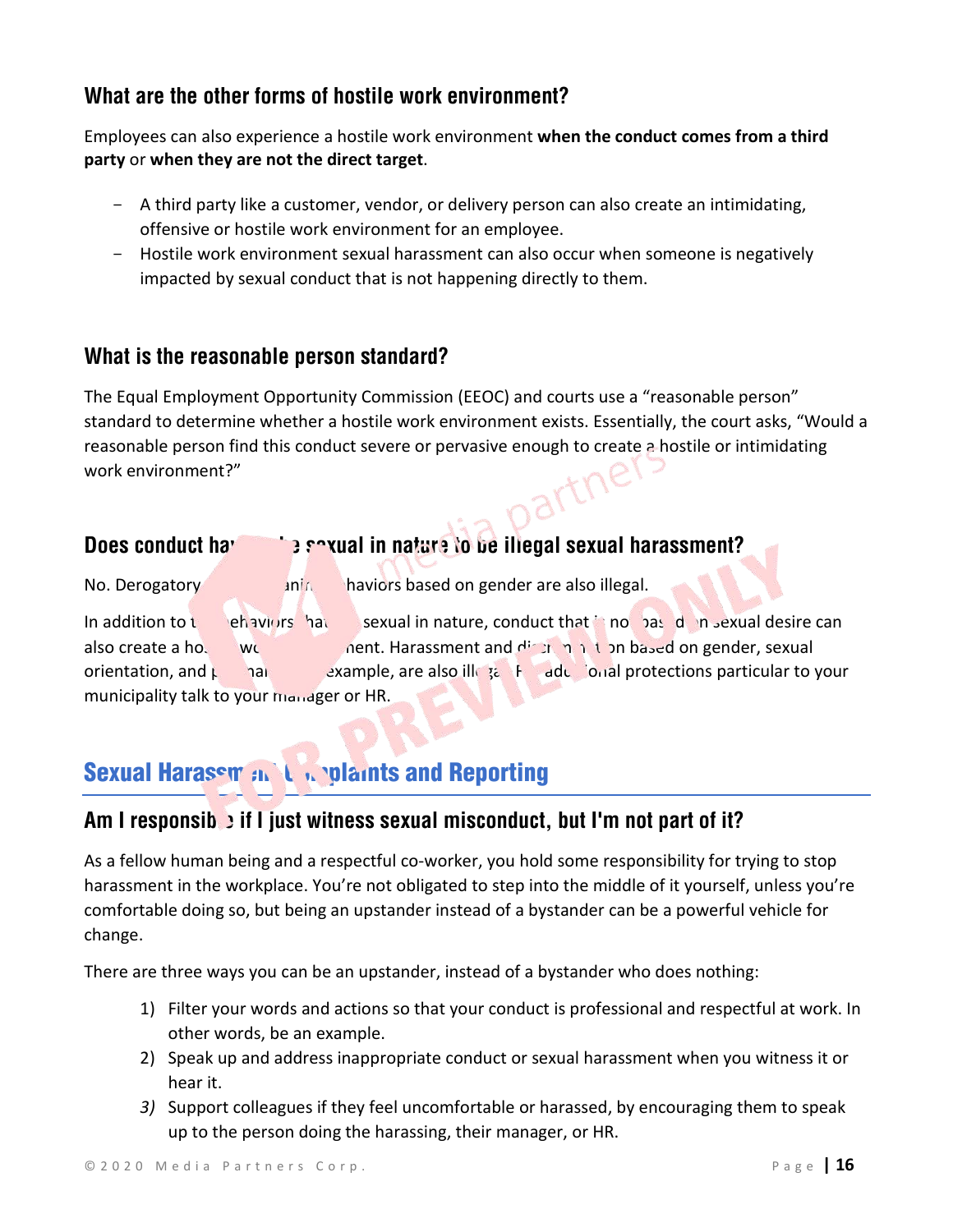### What are the other forms of hostile work environment?

Employees can also experience a hostile work environment **when the conduct comes from a third party** or **when they are not the direct target**.

- A third party like a customer, vendor, or delivery person can also create an intimidating, offensive or hostile work environment for an employee.
- Hostile work environment sexual harassment can also occur when someone is negatively impacted by sexual conduct that is not happening directly to them.

### What is the reasonable person standard?

The Equal Employment Opportunity Commission (EEOC) and courts use a "reasonable person" standard to determine whether a hostile work environment exists. Essentially, the court asks, "Would a reasonable person find this conduct severe or pervasive enough to create a hostile or intimidating work environment?"

### Does conduct have to be sexual in nature to be illegal sexual harassment?

No. Derogatory comments and behaviors based on gender are also illegal.

In addition to the behaviors that are sexual in nature, conduct that is not based on sexual desire can also create a hostile work environment. Harassment and discrimination based on gender, sexual orientation, and pregnancy, for example, are also illegal. For additional protections particular to your municipality talk to your manager or HR.

## Sexual Harassment Complaints and Reporting

### Am I responsible if I just witness sexual misconduct, but I'm not part of it?

As a fellow human being and a respectful co-worker, you hold some responsibility for trying to stop harassment in the workplace. You're not obligated to step into the middle of it yourself, unless you're comfortable doing so, but being an upstander instead of a bystander can be a powerful vehicle for change.

There are three ways you can be an upstander, instead of a bystander who does nothing:

1) Filter your words and actions so that your conduct is professional and respectful at work. In other words, be an example.
2) Speak up and address inappropriate conduct or sexual harassment when you witness it or hear it.
3) *Support colleagues if they feel uncomfortable or harassed, by encouraging them to speak up to the person doing the harassing, their manager, or HR.*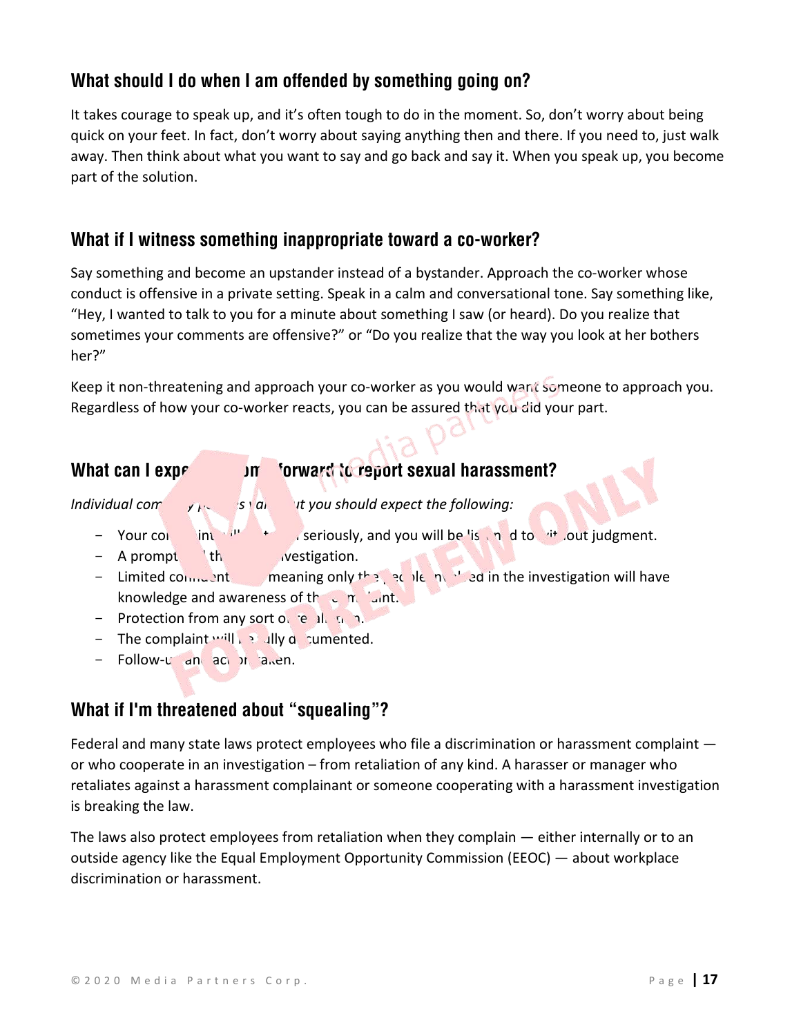## What should I do when I am offended by something going on?

It takes courage to speak up, and it's often tough to do in the moment. So, don't worry about being quick on your feet. In fact, don't worry about saying anything then and there. If you need to, just walk away. Then think about what you want to say and go back and say it. When you speak up, you become part of the solution.

## What if I witness something inappropriate toward a co-worker?

Say something and become an upstander instead of a bystander. Approach the co-worker whose conduct is offensive in a private setting. Speak in a calm and conversational tone. Say something like, "Hey, I wanted to talk to you for a minute about something I saw (or heard). Do you realize that sometimes your comments are offensive?" or "Do you realize that the way you look at her bothers her?"

Keep it non-threatening and approach your co-worker as you would want someone to approach you. Regardless of how your co-worker reacts, you can be assured that you did your part.

## What can I expect when I come forward to report sexual harassment?

*Individual company policies vary, but you should expect the following:*

- Your complaint will be taken seriously, and you will be listened to without judgment.
- A prompt and thorough investigation.
- Limited confidentiality, meaning only the people involved in the investigation will have knowledge and awareness of the complaint.
- Protection from any sort of retaliation.
- The complaint will be fully documented.
- Follow-up and action taken.

## What if I'm threatened about "squealing"?

Federal and many state laws protect employees who file a discrimination or harassment complaint — or who cooperate in an investigation – from retaliation of any kind. A harasser or manager who retaliates against a harassment complainant or someone cooperating with a harassment investigation is breaking the law.

The laws also protect employees from retaliation when they complain — either internally or to an outside agency like the Equal Employment Opportunity Commission (EEOC) — about workplace discrimination or harassment.